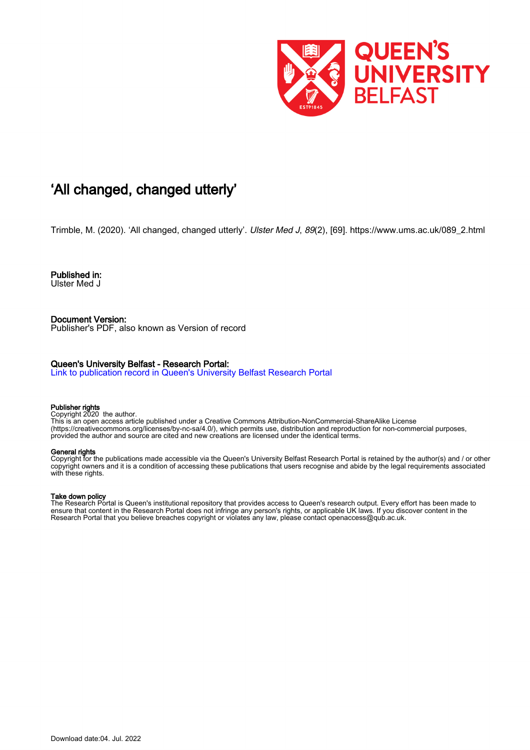# 'All changed, changed utterly'

Trimble, M. (2020). 'All changed, changed utterly'. *Ulster Med J*, *89*(2), [69]. https://www.ums.ac.uk/089_2.html

**Published in:**
Ulster Med J

**Document Version:**
Publisher's PDF, also known as Version of record

**Queen's University Belfast - Research Portal:**
Link to publication record in Queen's University Belfast Research Portal

**Publisher rights**
Copyright 2020 the author.
This is an open access article published under a Creative Commons Attribution-NonCommercial-ShareAlike License (https://creativecommons.org/licenses/by-nc-sa/4.0/), which permits use, distribution and reproduction for non-commercial purposes, provided the author and source are cited and new creations are licensed under the identical terms.

**General rights**
Copyright for the publications made accessible via the Queen's University Belfast Research Portal is retained by the author(s) and / or other copyright owners and it is a condition of accessing these publications that users recognise and abide by the legal requirements associated with these rights.

**Take down policy**
The Research Portal is Queen's institutional repository that provides access to Queen's research output. Every effort has been made to ensure that content in the Research Portal does not infringe any person's rights, or applicable UK laws. If you discover content in the Research Portal that you believe breaches copyright or violates any law, please contact openaccess@qub.ac.uk.

Download date:04. Jul. 2022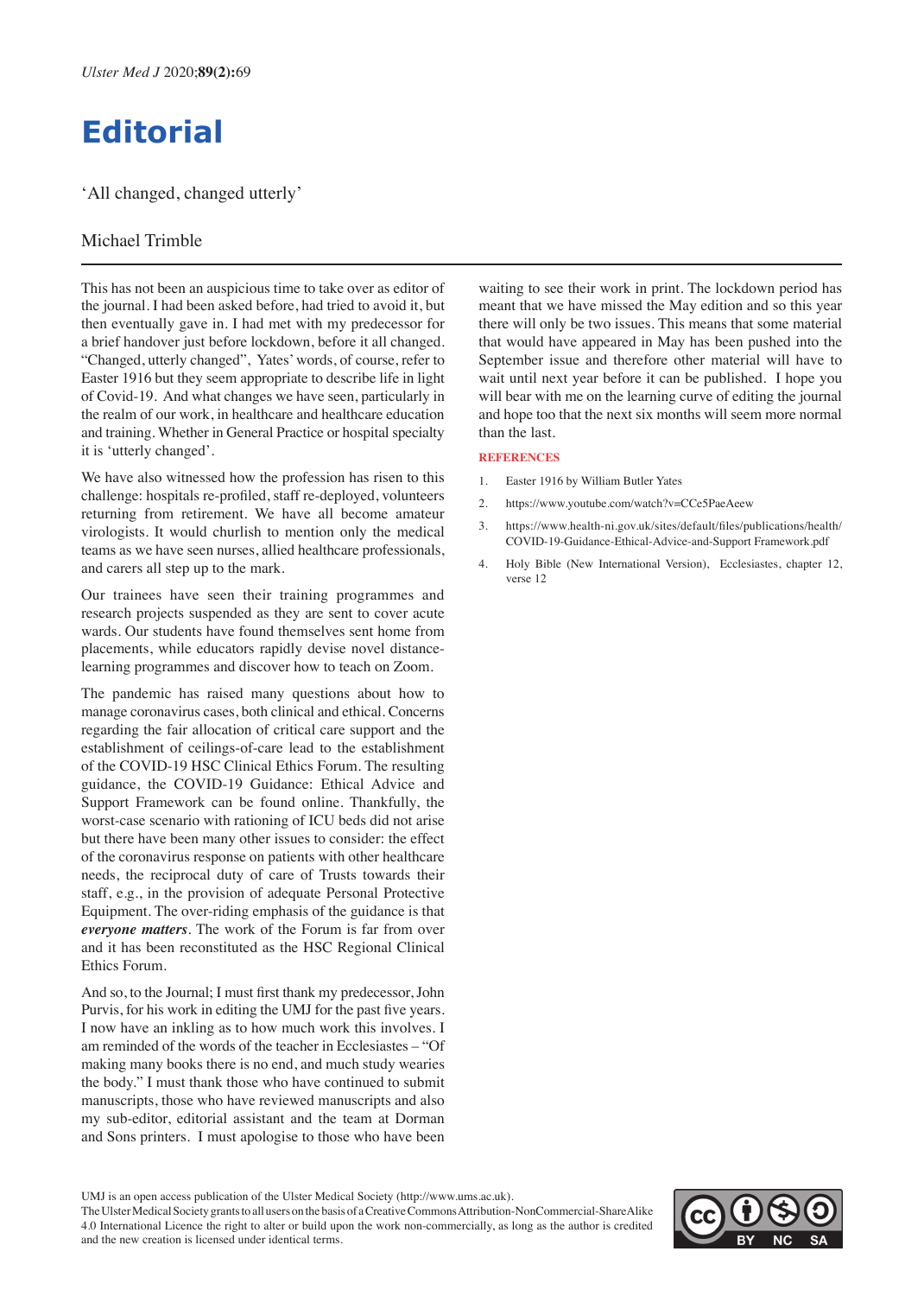# Editorial

'All changed, changed utterly'

Michael Trimble

---

This has not been an auspicious time to take over as editor of the journal. I had been asked before, had tried to avoid it, but then eventually gave in. I had met with my predecessor for a brief handover just before lockdown, before it all changed. "Changed, utterly changed", Yates' words, of course, refer to Easter 1916 but they seem appropriate to describe life in light of Covid-19. And what changes we have seen, particularly in the realm of our work, in healthcare and healthcare education and training. Whether in General Practice or hospital specialty it is 'utterly changed'.

We have also witnessed how the profession has risen to this challenge: hospitals re-profiled, staff re-deployed, volunteers returning from retirement. We have all become amateur virologists. It would churlish to mention only the medical teams as we have seen nurses, allied healthcare professionals, and carers all step up to the mark.

Our trainees have seen their training programmes and research projects suspended as they are sent to cover acute wards. Our students have found themselves sent home from placements, while educators rapidly devise novel distance-learning programmes and discover how to teach on Zoom.

The pandemic has raised many questions about how to manage coronavirus cases, both clinical and ethical. Concerns regarding the fair allocation of critical care support and the establishment of ceilings-of-care lead to the establishment of the COVID-19 HSC Clinical Ethics Forum. The resulting guidance, the COVID-19 Guidance: Ethical Advice and Support Framework can be found online. Thankfully, the worst-case scenario with rationing of ICU beds did not arise but there have been many other issues to consider: the effect of the coronavirus response on patients with other healthcare needs, the reciprocal duty of care of Trusts towards their staff, e.g., in the provision of adequate Personal Protective Equipment. The over-riding emphasis of the guidance is that ***everyone matters***. The work of the Forum is far from over and it has been reconstituted as the HSC Regional Clinical Ethics Forum.

And so, to the Journal; I must first thank my predecessor, John Purvis, for his work in editing the UMJ for the past five years. I now have an inkling as to how much work this involves. I am reminded of the words of the teacher in Ecclesiastes – "Of making many books there is no end, and much study wearies the body." I must thank those who have continued to submit manuscripts, those who have reviewed manuscripts and also my sub-editor, editorial assistant and the team at Dorman and Sons printers. I must apologise to those who have been waiting to see their work in print. The lockdown period has meant that we have missed the May edition and so this year there will only be two issues. This means that some material that would have appeared in May has been pushed into the September issue and therefore other material will have to wait until next year before it can be published. I hope you will bear with me on the learning curve of editing the journal and hope too that the next six months will seem more normal than the last.

## REFERENCES

1. Easter 1916 by William Butler Yates
2. https://www.youtube.com/watch?v=CCe5PaeAeew
3. https://www.health-ni.gov.uk/sites/default/files/publications/health/COVID-19-Guidance-Ethical-Advice-and-Support Framework.pdf
4. Holy Bible (New International Version), Ecclesiastes, chapter 12, verse 12

UMJ is an open access publication of the Ulster Medical Society (http://www.ums.ac.uk).
The Ulster Medical Society grants to all users on the basis of a Creative Commons Attribution-NonCommercial-ShareAlike 4.0 International Licence the right to alter or build upon the work non-commercially, as long as the author is credited and the new creation is licensed under identical terms.